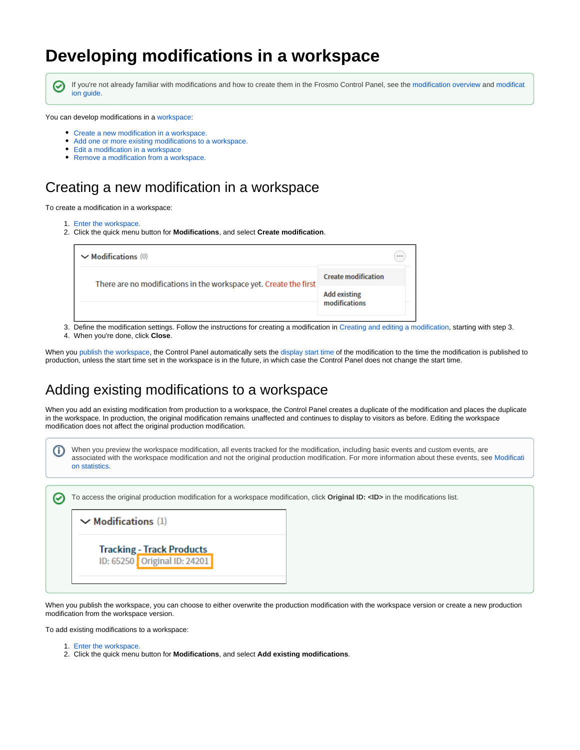# Developing modifications in a workspace

If you're not already familiar with modifications and how to create them in the Frosmo Control Panel, see the modification overview and modification guide.

You can develop modifications in a workspace:

- Create a new modification in a workspace.
- Add one or more existing modifications to a workspace.
- Edit a modification in a workspace
- Remove a modification from a workspace.

## Creating a new modification in a workspace

To create a modification in a workspace:

1. Enter the workspace.
2. Click the quick menu button for **Modifications**, and select **Create modification**.

Modifications (0)

There are no modifications in the workspace yet. Create the first

Create modification

Add existing modifications

3. Define the modification settings. Follow the instructions for creating a modification in Creating and editing a modification, starting with step 3.
4. When you're done, click **Close**.

When you publish the workspace, the Control Panel automatically sets the display start time of the modification to the time the modification is published to production, unless the start time set in the workspace is in the future, in which case the Control Panel does not change the start time.

## Adding existing modifications to a workspace

When you add an existing modification from production to a workspace, the Control Panel creates a duplicate of the modification and places the duplicate in the workspace. In production, the original modification remains unaffected and continues to display to visitors as before. Editing the workspace modification does not affect the original production modification.

When you preview the workspace modification, all events tracked for the modification, including basic events and custom events, are associated with the workspace modification and not the original production modification. For more information about these events, see Modification statistics.

To access the original production modification for a workspace modification, click **Original ID: <ID>** in the modifications list.

Modifications (1)

Tracking - Track Products
ID: 65250 Original ID: 24201

When you publish the workspace, you can choose to either overwrite the production modification with the workspace version or create a new production modification from the workspace version.

To add existing modifications to a workspace:

1. Enter the workspace.
2. Click the quick menu button for **Modifications**, and select **Add existing modifications**.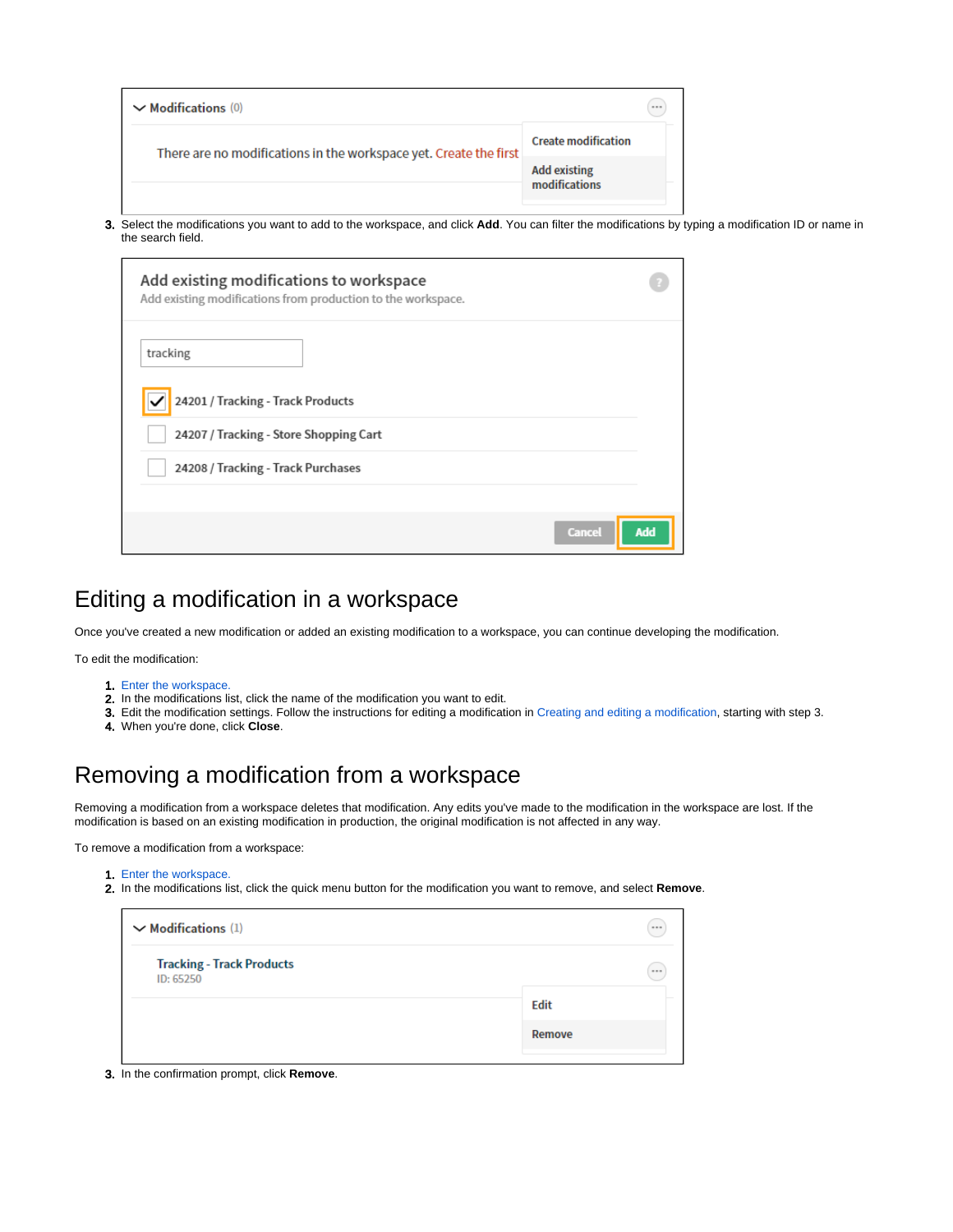3. Select the modifications you want to add to the workspace, and click **Add**. You can filter the modifications by typing a modification ID or name in the search field.

## Editing a modification in a workspace

Once you've created a new modification or added an existing modification to a workspace, you can continue developing the modification.

To edit the modification:

1. Enter the workspace.
2. In the modifications list, click the name of the modification you want to edit.
3. Edit the modification settings. Follow the instructions for editing a modification in Creating and editing a modification, starting with step 3.
4. When you're done, click **Close**.

## Removing a modification from a workspace

Removing a modification from a workspace deletes that modification. Any edits you've made to the modification in the workspace are lost. If the modification is based on an existing modification in production, the original modification is not affected in any way.

To remove a modification from a workspace:

1. Enter the workspace.
2. In the modifications list, click the quick menu button for the modification you want to remove, and select **Remove**.
3. In the confirmation prompt, click **Remove**.